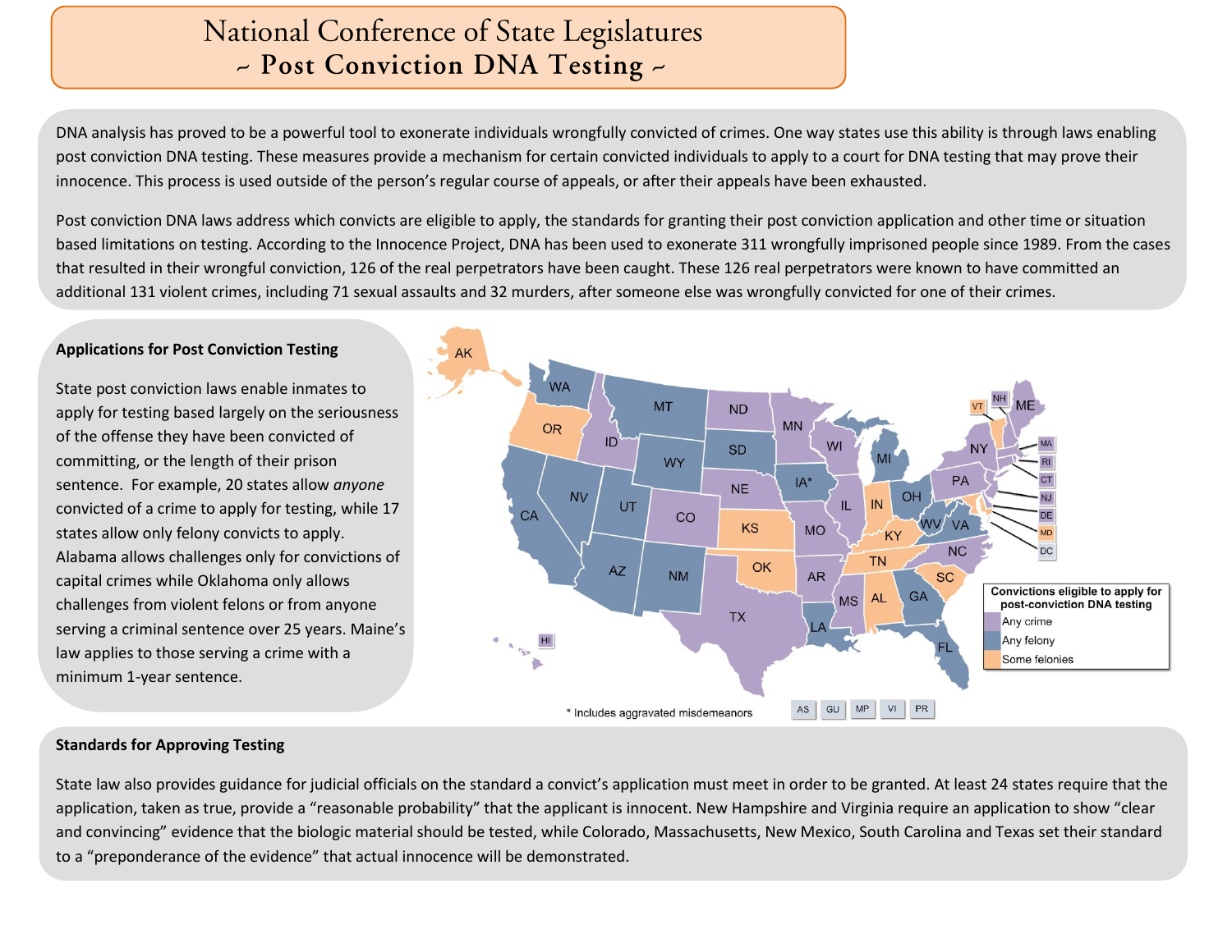# National Conference of State Legislatures
## ~ Post Conviction DNA Testing ~

DNA analysis has proved to be a powerful tool to exonerate individuals wrongfully convicted of crimes. One way states use this ability is through laws enabling post conviction DNA testing. These measures provide a mechanism for certain convicted individuals to apply to a court for DNA testing that may prove their innocence. This process is used outside of the person's regular course of appeals, or after their appeals have been exhausted.

Post conviction DNA laws address which convicts are eligible to apply, the standards for granting their post conviction application and other time or situation based limitations on testing. According to the Innocence Project, DNA has been used to exonerate 311 wrongfully imprisoned people since 1989. From the cases that resulted in their wrongful conviction, 126 of the real perpetrators have been caught. These 126 real perpetrators were known to have committed an additional 131 violent crimes, including 71 sexual assaults and 32 murders, after someone else was wrongfully convicted for one of their crimes.

### Applications for Post Conviction Testing

State post conviction laws enable inmates to apply for testing based largely on the seriousness of the offense they have been convicted of committing, or the length of their prison sentence. For example, 20 states allow *anyone* convicted of a crime to apply for testing, while 17 states allow only felony convicts to apply. Alabama allows challenges only for convictions of capital crimes while Oklahoma only allows challenges from violent felons or from anyone serving a criminal sentence over 25 years. Maine's law applies to those serving a crime with a minimum 1-year sentence.

**Convictions eligible to apply for post-conviction DNA testing**

| Category | States/Territories |
|---|---|
| Any crime | ID, ND, MN, WI, IL, NE, CO, MO, AR, MS, TX, NY, PA, NC, ME, NH, MA, RI, CT, NJ, DE, HI |
| Any felony | WA, MT, SD, WY, NV, UT, CA, AZ, NM, IA*, MI, OH, WV, VA, GA, LA, FL |
| Some felonies | AK, OR, KS, OK, IN, KY, TN, AL, SC, VT, MD |

\* Includes aggravated misdemeanors

### Standards for Approving Testing

State law also provides guidance for judicial officials on the standard a convict's application must meet in order to be granted. At least 24 states require that the application, taken as true, provide a "reasonable probability" that the applicant is innocent. New Hampshire and Virginia require an application to show "clear and convincing" evidence that the biologic material should be tested, while Colorado, Massachusetts, New Mexico, South Carolina and Texas set their standard to a "preponderance of the evidence" that actual innocence will be demonstrated.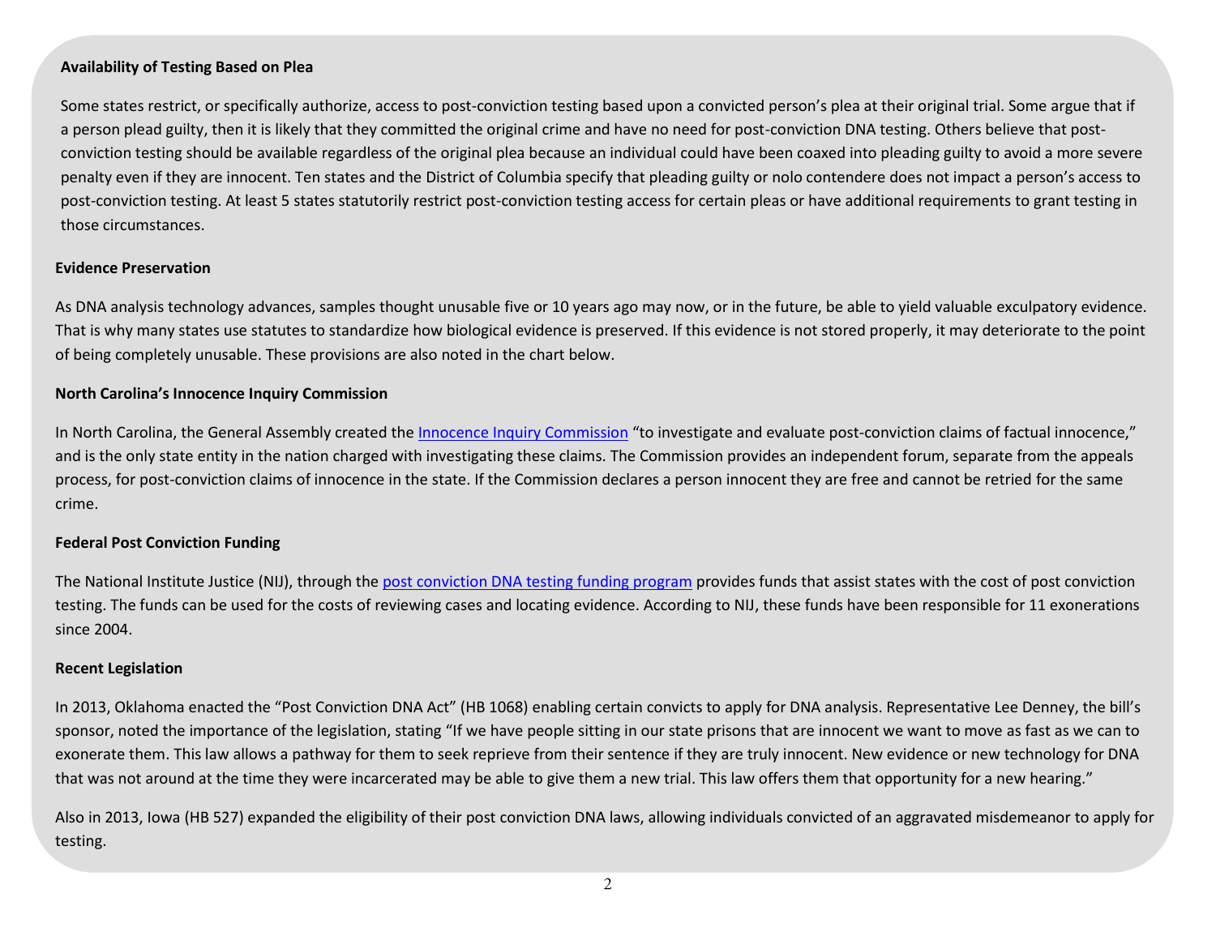**Availability of Testing Based on Plea**

Some states restrict, or specifically authorize, access to post-conviction testing based upon a convicted person's plea at their original trial. Some argue that if a person plead guilty, then it is likely that they committed the original crime and have no need for post-conviction DNA testing. Others believe that post-conviction testing should be available regardless of the original plea because an individual could have been coaxed into pleading guilty to avoid a more severe penalty even if they are innocent. Ten states and the District of Columbia specify that pleading guilty or nolo contendere does not impact a person's access to post-conviction testing. At least 5 states statutorily restrict post-conviction testing access for certain pleas or have additional requirements to grant testing in those circumstances.

**Evidence Preservation**

As DNA analysis technology advances, samples thought unusable five or 10 years ago may now, or in the future, be able to yield valuable exculpatory evidence. That is why many states use statutes to standardize how biological evidence is preserved. If this evidence is not stored properly, it may deteriorate to the point of being completely unusable. These provisions are also noted in the chart below.

**North Carolina's Innocence Inquiry Commission**

In North Carolina, the General Assembly created the Innocence Inquiry Commission "to investigate and evaluate post-conviction claims of factual innocence," and is the only state entity in the nation charged with investigating these claims. The Commission provides an independent forum, separate from the appeals process, for post-conviction claims of innocence in the state. If the Commission declares a person innocent they are free and cannot be retried for the same crime.

**Federal Post Conviction Funding**

The National Institute Justice (NIJ), through the post conviction DNA testing funding program provides funds that assist states with the cost of post conviction testing. The funds can be used for the costs of reviewing cases and locating evidence. According to NIJ, these funds have been responsible for 11 exonerations since 2004.

**Recent Legislation**

In 2013, Oklahoma enacted the "Post Conviction DNA Act" (HB 1068) enabling certain convicts to apply for DNA analysis. Representative Lee Denney, the bill's sponsor, noted the importance of the legislation, stating "If we have people sitting in our state prisons that are innocent we want to move as fast as we can to exonerate them. This law allows a pathway for them to seek reprieve from their sentence if they are truly innocent. New evidence or new technology for DNA that was not around at the time they were incarcerated may be able to give them a new trial. This law offers them that opportunity for a new hearing."

Also in 2013, Iowa (HB 527) expanded the eligibility of their post conviction DNA laws, allowing individuals convicted of an aggravated misdemeanor to apply for testing.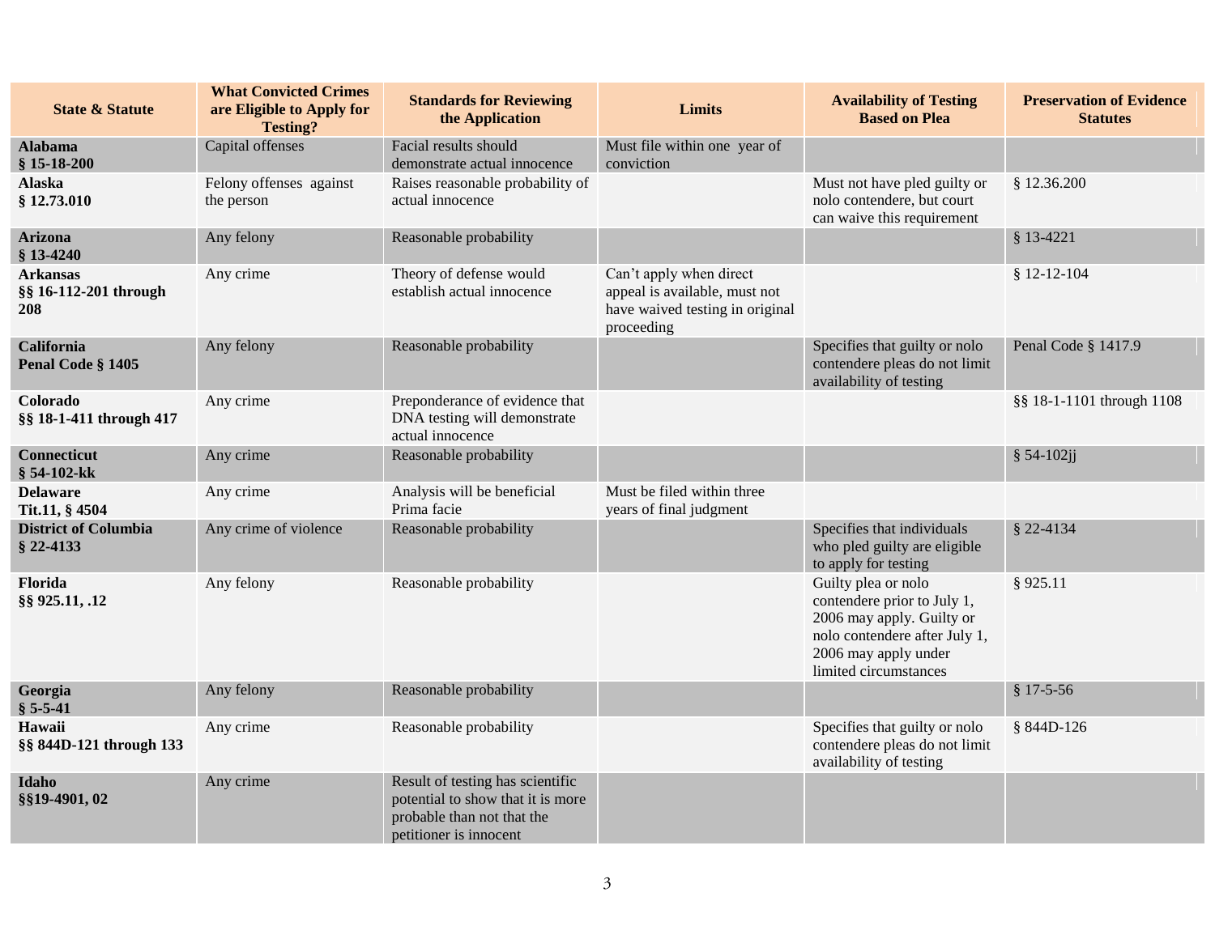| State & Statute | What Convicted Crimes are Eligible to Apply for Testing? | Standards for Reviewing the Application | Limits | Availability of Testing Based on Plea | Preservation of Evidence Statutes |
|---|---|---|---|---|---|
| **Alabama § 15-18-200** | Capital offenses | Facial results should demonstrate actual innocence | Must file within one year of conviction | | |
| **Alaska § 12.73.010** | Felony offenses against the person | Raises reasonable probability of actual innocence | | Must not have pled guilty or nolo contendere, but court can waive this requirement | § 12.36.200 |
| **Arizona § 13-4240** | Any felony | Reasonable probability | | | § 13-4221 |
| **Arkansas §§ 16-112-201 through 208** | Any crime | Theory of defense would establish actual innocence | Can't apply when direct appeal is available, must not have waived testing in original proceeding | | § 12-12-104 |
| **California Penal Code § 1405** | Any felony | Reasonable probability | | Specifies that guilty or nolo contendere pleas do not limit availability of testing | Penal Code § 1417.9 |
| **Colorado §§ 18-1-411 through 417** | Any crime | Preponderance of evidence that DNA testing will demonstrate actual innocence | | | §§ 18-1-1101 through 1108 |
| **Connecticut § 54-102-kk** | Any crime | Reasonable probability | | | § 54-102jj |
| **Delaware Tit.11, § 4504** | Any crime | Analysis will be beneficial Prima facie | Must be filed within three years of final judgment | | |
| **District of Columbia § 22-4133** | Any crime of violence | Reasonable probability | | Specifies that individuals who pled guilty are eligible to apply for testing | § 22-4134 |
| **Florida §§ 925.11, .12** | Any felony | Reasonable probability | | Guilty plea or nolo contendere prior to July 1, 2006 may apply. Guilty or nolo contendere after July 1, 2006 may apply under limited circumstances | § 925.11 |
| **Georgia § 5-5-41** | Any felony | Reasonable probability | | | § 17-5-56 |
| **Hawaii §§ 844D-121 through 133** | Any crime | Reasonable probability | | Specifies that guilty or nolo contendere pleas do not limit availability of testing | § 844D-126 |
| **Idaho §§19-4901, 02** | Any crime | Result of testing has scientific potential to show that it is more probable than not that the petitioner is innocent | | | |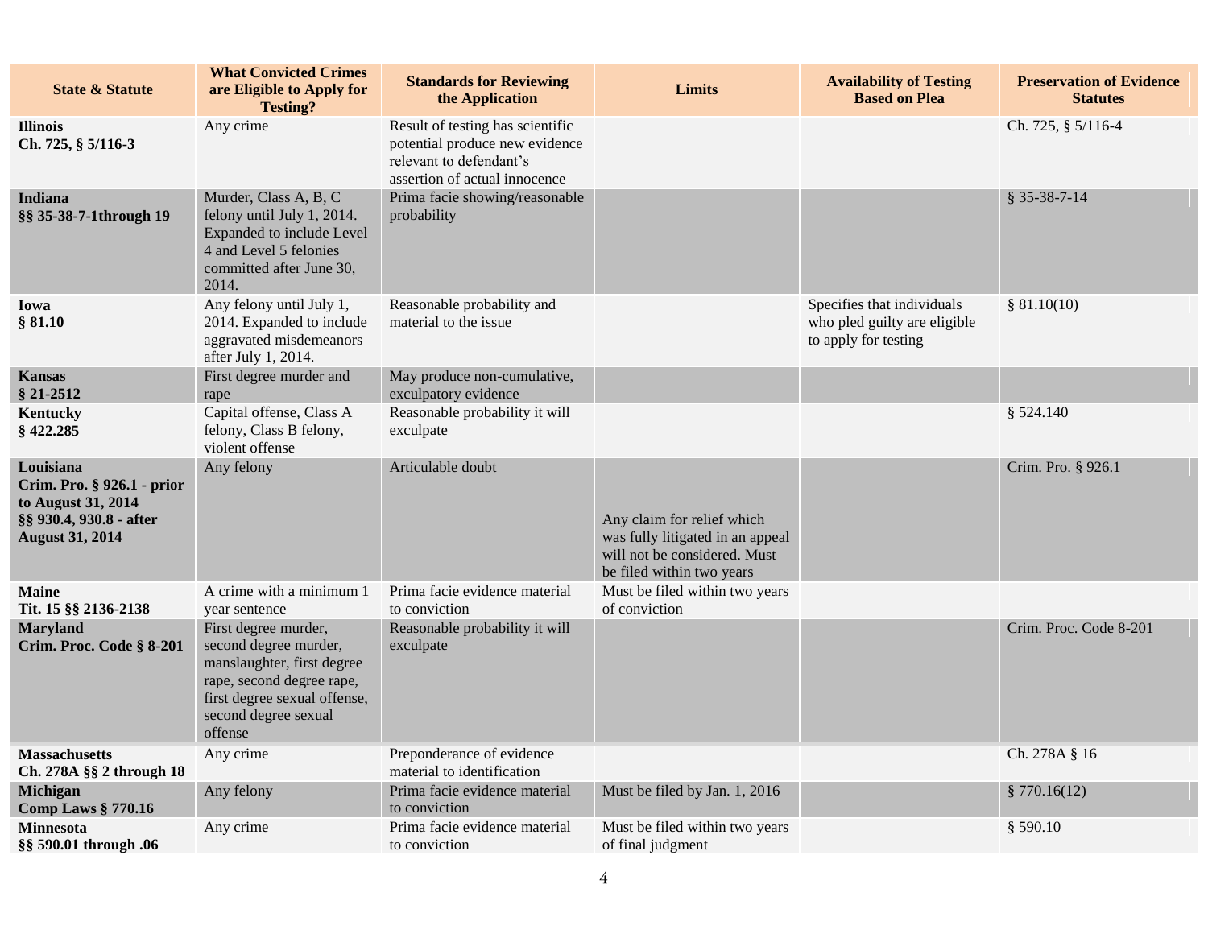| State & Statute | What Convicted Crimes are Eligible to Apply for Testing? | Standards for Reviewing the Application | Limits | Availability of Testing Based on Plea | Preservation of Evidence Statutes |
|---|---|---|---|---|---|
| **Illinois**<br>**Ch. 725, § 5/116-3** | Any crime | Result of testing has scientific potential produce new evidence relevant to defendant's assertion of actual innocence | | | Ch. 725, § 5/116-4 |
| **Indiana**<br>**§§ 35-38-7-1through 19** | Murder, Class A, B, C felony until July 1, 2014. Expanded to include Level 4 and Level 5 felonies committed after June 30, 2014. | Prima facie showing/reasonable probability | | | § 35-38-7-14 |
| **Iowa**<br>**§ 81.10** | Any felony until July 1, 2014. Expanded to include aggravated misdemeanors after July 1, 2014. | Reasonable probability and material to the issue | | Specifies that individuals who pled guilty are eligible to apply for testing | § 81.10(10) |
| **Kansas**<br>**§ 21-2512** | First degree murder and rape | May produce non-cumulative, exculpatory evidence | | | |
| **Kentucky**<br>**§ 422.285** | Capital offense, Class A felony, Class B felony, violent offense | Reasonable probability it will exculpate | | | § 524.140 |
| **Louisiana**<br>**Crim. Pro. § 926.1 - prior to August 31, 2014**<br>**§§ 930.4, 930.8 - after August 31, 2014** | Any felony | Articulable doubt | Any claim for relief which was fully litigated in an appeal will not be considered. Must be filed within two years | | Crim. Pro. § 926.1 |
| **Maine**<br>**Tit. 15 §§ 2136-2138** | A crime with a minimum 1 year sentence | Prima facie evidence material to conviction | Must be filed within two years of conviction | | |
| **Maryland**<br>**Crim. Proc. Code § 8-201** | First degree murder, second degree murder, manslaughter, first degree rape, second degree rape, first degree sexual offense, second degree sexual offense | Reasonable probability it will exculpate | | | Crim. Proc. Code 8-201 |
| **Massachusetts**<br>**Ch. 278A §§ 2 through 18** | Any crime | Preponderance of evidence material to identification | | | Ch. 278A § 16 |
| **Michigan**<br>**Comp Laws § 770.16** | Any felony | Prima facie evidence material to conviction | Must be filed by Jan. 1, 2016 | | § 770.16(12) |
| **Minnesota**<br>**§§ 590.01 through .06** | Any crime | Prima facie evidence material to conviction | Must be filed within two years of final judgment | | § 590.10 |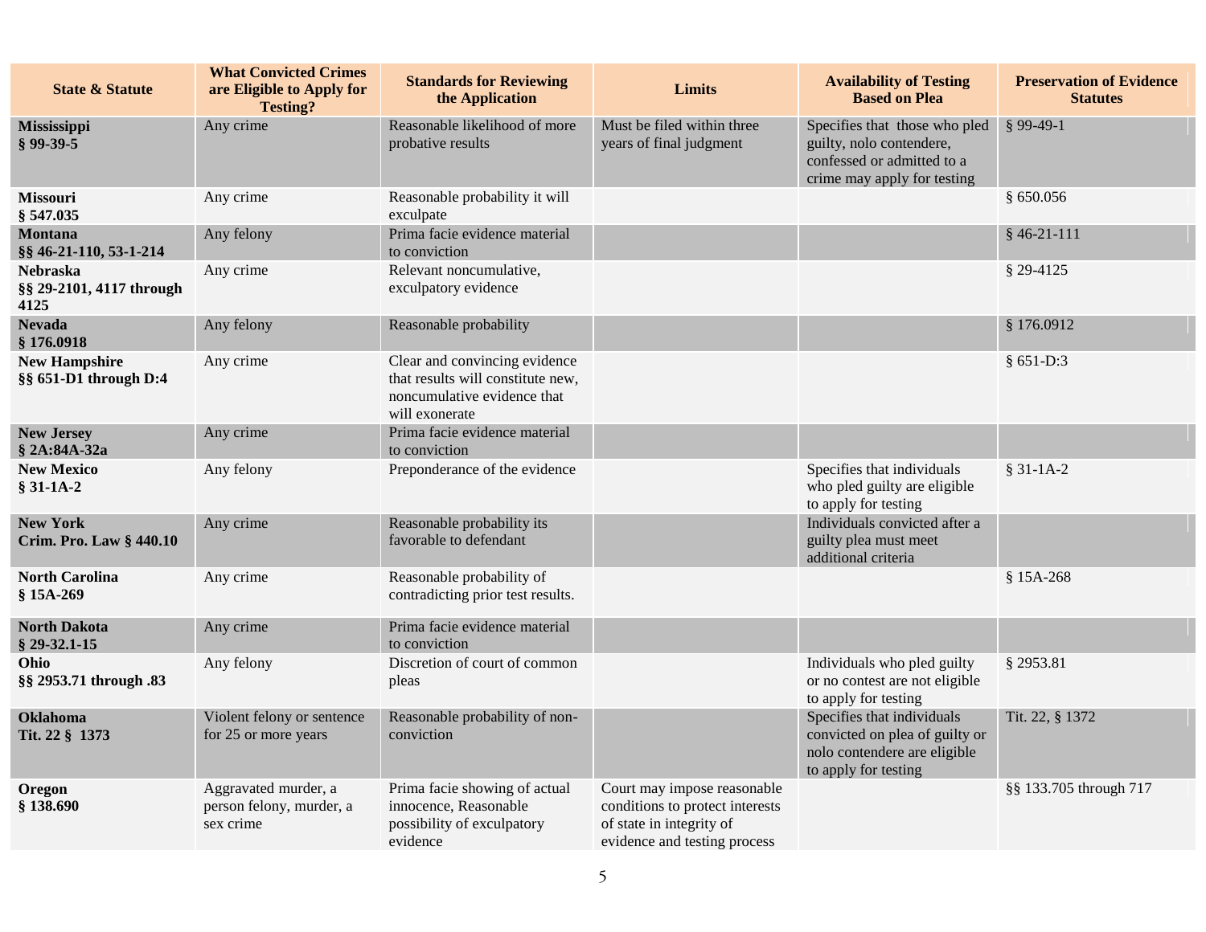| State & Statute | What Convicted Crimes are Eligible to Apply for Testing? | Standards for Reviewing the Application | Limits | Availability of Testing Based on Plea | Preservation of Evidence Statutes |
|---|---|---|---|---|---|
| **Mississippi**<br>**§ 99-39-5** | Any crime | Reasonable likelihood of more probative results | Must be filed within three years of final judgment | Specifies that those who pled guilty, nolo contendere, confessed or admitted to a crime may apply for testing | § 99-49-1 |
| **Missouri**<br>**§ 547.035** | Any crime | Reasonable probability it will exculpate | | | § 650.056 |
| **Montana**<br>**§§ 46-21-110, 53-1-214** | Any felony | Prima facie evidence material to conviction | | | § 46-21-111 |
| **Nebraska**<br>**§§ 29-2101, 4117 through 4125** | Any crime | Relevant noncumulative, exculpatory evidence | | | § 29-4125 |
| **Nevada**<br>**§ 176.0918** | Any felony | Reasonable probability | | | § 176.0912 |
| **New Hampshire**<br>**§§ 651-D1 through D:4** | Any crime | Clear and convincing evidence that results will constitute new, noncumulative evidence that will exonerate | | | § 651-D:3 |
| **New Jersey**<br>**§ 2A:84A-32a** | Any crime | Prima facie evidence material to conviction | | | |
| **New Mexico**<br>**§ 31-1A-2** | Any felony | Preponderance of the evidence | | Specifies that individuals who pled guilty are eligible to apply for testing | § 31-1A-2 |
| **New York**<br>**Crim. Pro. Law § 440.10** | Any crime | Reasonable probability its favorable to defendant | | Individuals convicted after a guilty plea must meet additional criteria | |
| **North Carolina**<br>**§ 15A-269** | Any crime | Reasonable probability of contradicting prior test results. | | | § 15A-268 |
| **North Dakota**<br>**§ 29-32.1-15** | Any crime | Prima facie evidence material to conviction | | | |
| **Ohio**<br>**§§ 2953.71 through .83** | Any felony | Discretion of court of common pleas | | Individuals who pled guilty or no contest are not eligible to apply for testing | § 2953.81 |
| **Oklahoma**<br>**Tit. 22 § 1373** | Violent felony or sentence for 25 or more years | Reasonable probability of non-conviction | | Specifies that individuals convicted on plea of guilty or nolo contendere are eligible to apply for testing | Tit. 22, § 1372 |
| **Oregon**<br>**§ 138.690** | Aggravated murder, a person felony, murder, a sex crime | Prima facie showing of actual innocence, Reasonable possibility of exculpatory evidence | Court may impose reasonable conditions to protect interests of state in integrity of evidence and testing process | | §§ 133.705 through 717 |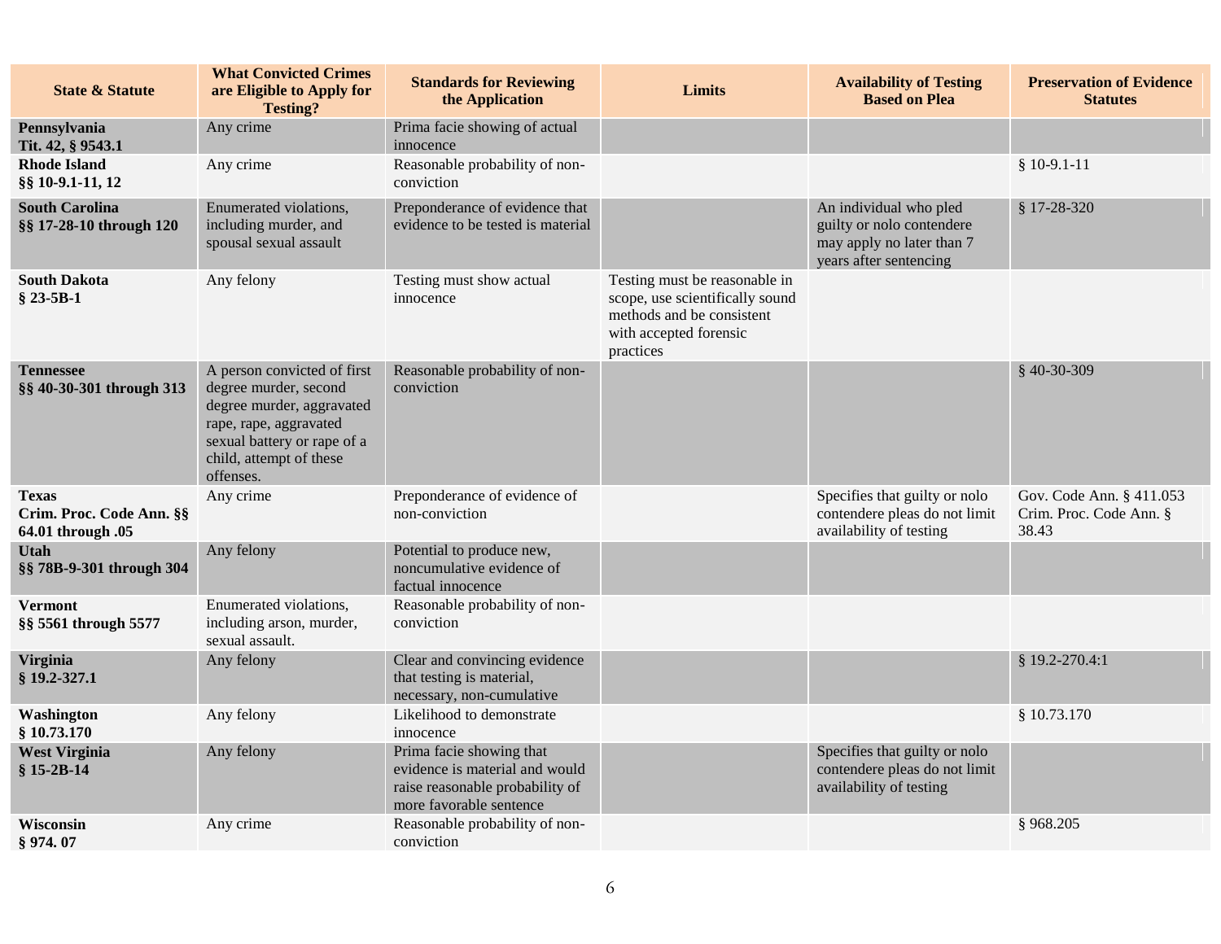| State & Statute | What Convicted Crimes are Eligible to Apply for Testing? | Standards for Reviewing the Application | Limits | Availability of Testing Based on Plea | Preservation of Evidence Statutes |
|---|---|---|---|---|---|
| **Pennsylvania Tit. 42, § 9543.1** | Any crime | Prima facie showing of actual innocence | | | |
| **Rhode Island §§ 10-9.1-11, 12** | Any crime | Reasonable probability of non-conviction | | | § 10-9.1-11 |
| **South Carolina §§ 17-28-10 through 120** | Enumerated violations, including murder, and spousal sexual assault | Preponderance of evidence that evidence to be tested is material | | An individual who pled guilty or nolo contendere may apply no later than 7 years after sentencing | § 17-28-320 |
| **South Dakota § 23-5B-1** | Any felony | Testing must show actual innocence | Testing must be reasonable in scope, use scientifically sound methods and be consistent with accepted forensic practices | | |
| **Tennessee §§ 40-30-301 through 313** | A person convicted of first degree murder, second degree murder, aggravated rape, rape, aggravated sexual battery or rape of a child, attempt of these offenses. | Reasonable probability of non-conviction | | | § 40-30-309 |
| **Texas Crim. Proc. Code Ann. §§ 64.01 through .05** | Any crime | Preponderance of evidence of non-conviction | | Specifies that guilty or nolo contendere pleas do not limit availability of testing | Gov. Code Ann. § 411.053 Crim. Proc. Code Ann. § 38.43 |
| **Utah §§ 78B-9-301 through 304** | Any felony | Potential to produce new, noncumulative evidence of factual innocence | | | |
| **Vermont §§ 5561 through 5577** | Enumerated violations, including arson, murder, sexual assault. | Reasonable probability of non-conviction | | | |
| **Virginia § 19.2-327.1** | Any felony | Clear and convincing evidence that testing is material, necessary, non-cumulative | | | § 19.2-270.4:1 |
| **Washington § 10.73.170** | Any felony | Likelihood to demonstrate innocence | | | § 10.73.170 |
| **West Virginia § 15-2B-14** | Any felony | Prima facie showing that evidence is material and would raise reasonable probability of more favorable sentence | | Specifies that guilty or nolo contendere pleas do not limit availability of testing | |
| **Wisconsin § 974. 07** | Any crime | Reasonable probability of non-conviction | | | § 968.205 |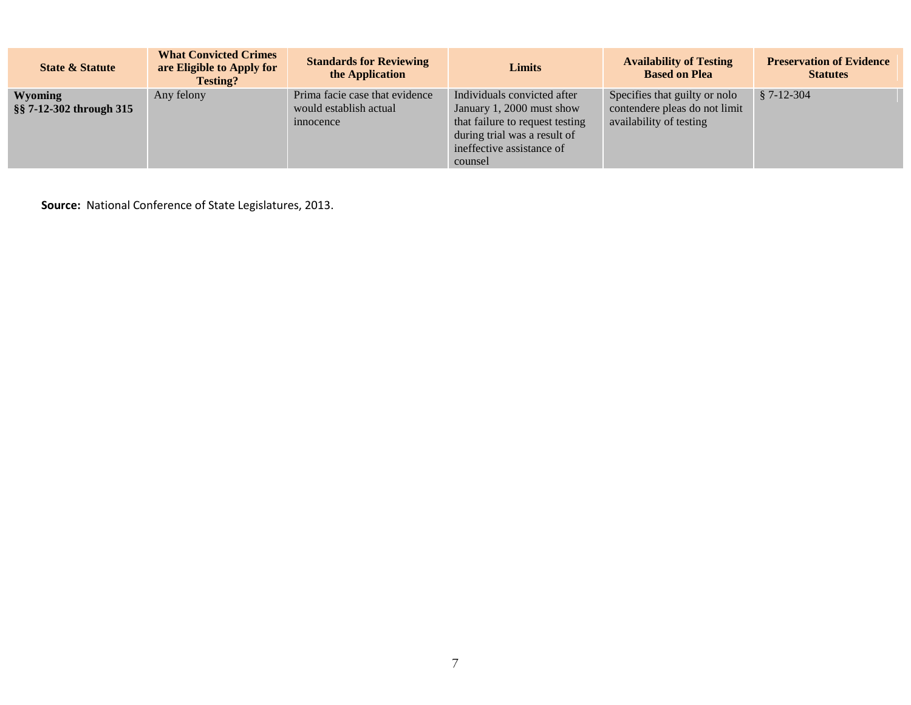| State & Statute | What Convicted Crimes are Eligible to Apply for Testing? | Standards for Reviewing the Application | Limits | Availability of Testing Based on Plea | Preservation of Evidence Statutes |
|---|---|---|---|---|---|
| **Wyoming §§ 7-12-302 through 315** | Any felony | Prima facie case that evidence would establish actual innocence | Individuals convicted after January 1, 2000 must show that failure to request testing during trial was a result of ineffective assistance of counsel | Specifies that guilty or nolo contendere pleas do not limit availability of testing | § 7-12-304 |

**Source:** National Conference of State Legislatures, 2013.